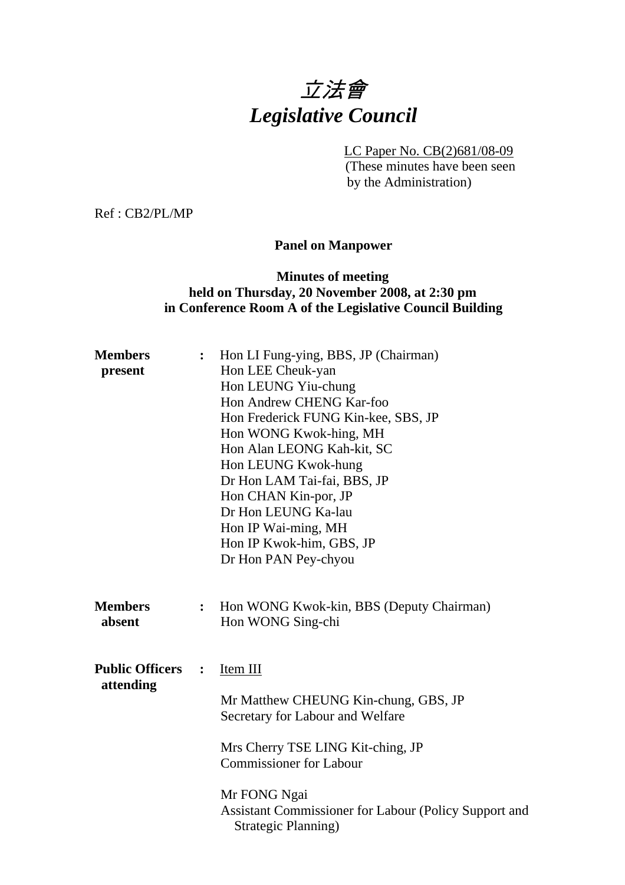# *立法會*
# *Legislative Council*

LC Paper No. CB(2)681/08-09
(These minutes have been seen by the Administration)

Ref : CB2/PL/MP

**Panel on Manpower**

**Minutes of meeting**
**held on Thursday, 20 November 2008, at 2:30 pm**
**in Conference Room A of the Legislative Council Building**

**Members present** :
Hon LI Fung-ying, BBS, JP (Chairman)
Hon LEE Cheuk-yan
Hon LEUNG Yiu-chung
Hon Andrew CHENG Kar-foo
Hon Frederick FUNG Kin-kee, SBS, JP
Hon WONG Kwok-hing, MH
Hon Alan LEONG Kah-kit, SC
Hon LEUNG Kwok-hung
Dr Hon LAM Tai-fai, BBS, JP
Hon CHAN Kin-por, JP
Dr Hon LEUNG Ka-lau
Hon IP Wai-ming, MH
Hon IP Kwok-him, GBS, JP
Dr Hon PAN Pey-chyou

**Members absent** :
Hon WONG Kwok-kin, BBS (Deputy Chairman)
Hon WONG Sing-chi

**Public Officers attending** :
Item III

Mr Matthew CHEUNG Kin-chung, GBS, JP
Secretary for Labour and Welfare

Mrs Cherry TSE LING Kit-ching, JP
Commissioner for Labour

Mr FONG Ngai
Assistant Commissioner for Labour (Policy Support and Strategic Planning)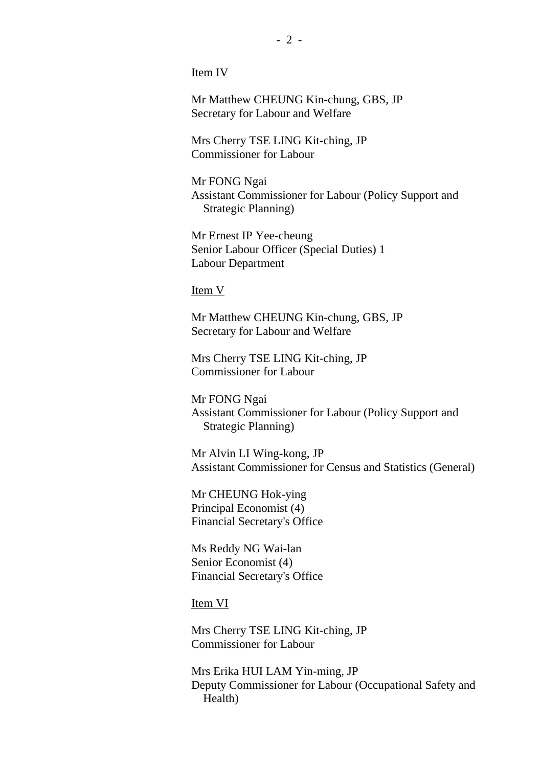<u>Item IV</u>

Mr Matthew CHEUNG Kin-chung, GBS, JP
Secretary for Labour and Welfare

Mrs Cherry TSE LING Kit-ching, JP
Commissioner for Labour

Mr FONG Ngai
Assistant Commissioner for Labour (Policy Support and Strategic Planning)

Mr Ernest IP Yee-cheung
Senior Labour Officer (Special Duties) 1
Labour Department

<u>Item V</u>

Mr Matthew CHEUNG Kin-chung, GBS, JP
Secretary for Labour and Welfare

Mrs Cherry TSE LING Kit-ching, JP
Commissioner for Labour

Mr FONG Ngai
Assistant Commissioner for Labour (Policy Support and Strategic Planning)

Mr Alvin LI Wing-kong, JP
Assistant Commissioner for Census and Statistics (General)

Mr CHEUNG Hok-ying
Principal Economist (4)
Financial Secretary's Office

Ms Reddy NG Wai-lan
Senior Economist (4)
Financial Secretary's Office

<u>Item VI</u>

Mrs Cherry TSE LING Kit-ching, JP
Commissioner for Labour

Mrs Erika HUI LAM Yin-ming, JP
Deputy Commissioner for Labour (Occupational Safety and Health)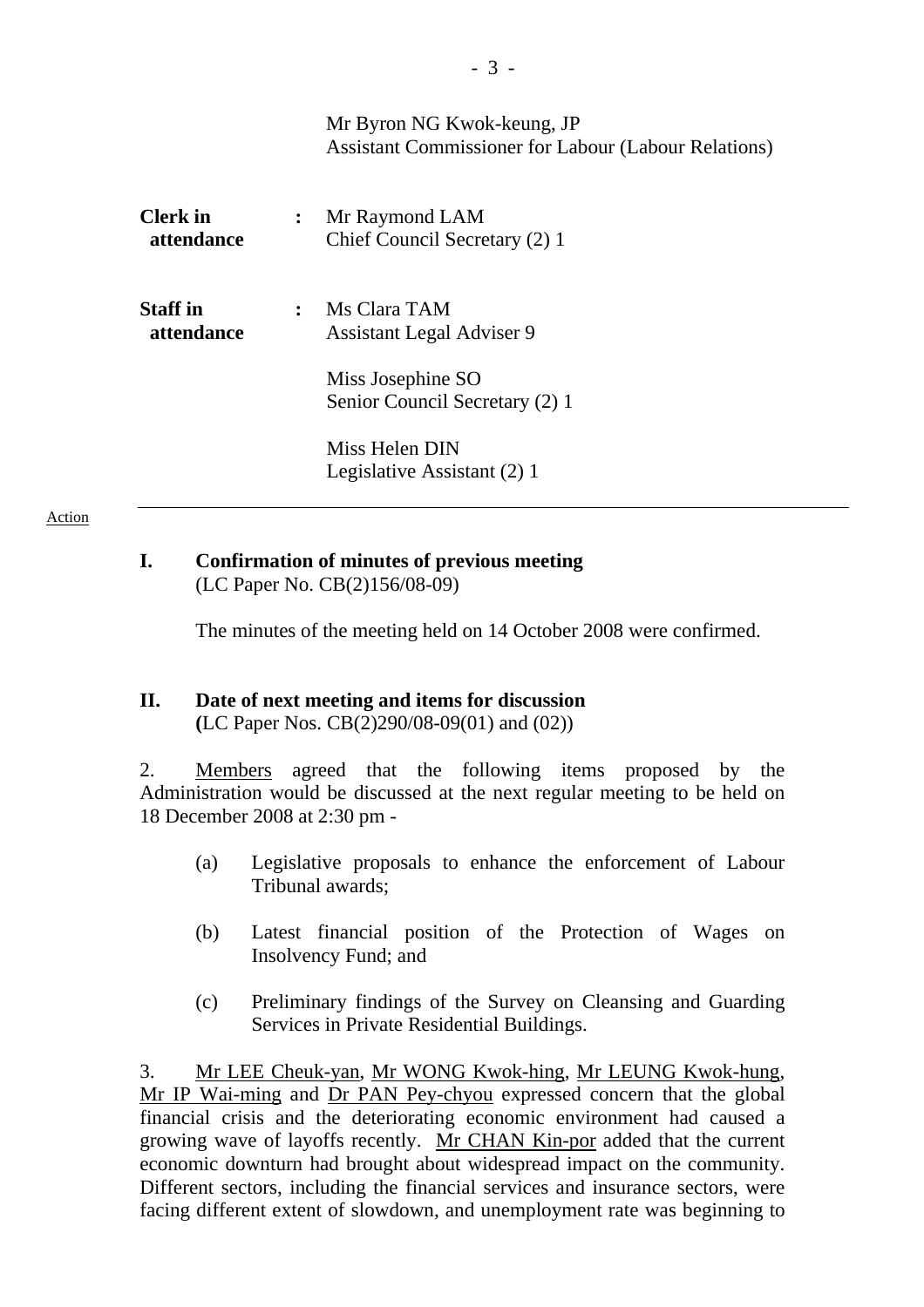Mr Byron NG Kwok-keung, JP
Assistant Commissioner for Labour (Labour Relations)

**Clerk in attendance** : Mr Raymond LAM
Chief Council Secretary (2) 1

**Staff in attendance** : Ms Clara TAM
Assistant Legal Adviser 9

Miss Josephine SO
Senior Council Secretary (2) 1

Miss Helen DIN
Legislative Assistant (2) 1

Action

---

## I. Confirmation of minutes of previous meeting
(LC Paper No. CB(2)156/08-09)

The minutes of the meeting held on 14 October 2008 were confirmed.

## II. Date of next meeting and items for discussion
(LC Paper Nos. CB(2)290/08-09(01) and (02))

2. Members agreed that the following items proposed by the Administration would be discussed at the next regular meeting to be held on 18 December 2008 at 2:30 pm -

(a) Legislative proposals to enhance the enforcement of Labour Tribunal awards;

(b) Latest financial position of the Protection of Wages on Insolvency Fund; and

(c) Preliminary findings of the Survey on Cleansing and Guarding Services in Private Residential Buildings.

3. Mr LEE Cheuk-yan, Mr WONG Kwok-hing, Mr LEUNG Kwok-hung, Mr IP Wai-ming and Dr PAN Pey-chyou expressed concern that the global financial crisis and the deteriorating economic environment had caused a growing wave of layoffs recently. Mr CHAN Kin-por added that the current economic downturn had brought about widespread impact on the community. Different sectors, including the financial services and insurance sectors, were facing different extent of slowdown, and unemployment rate was beginning to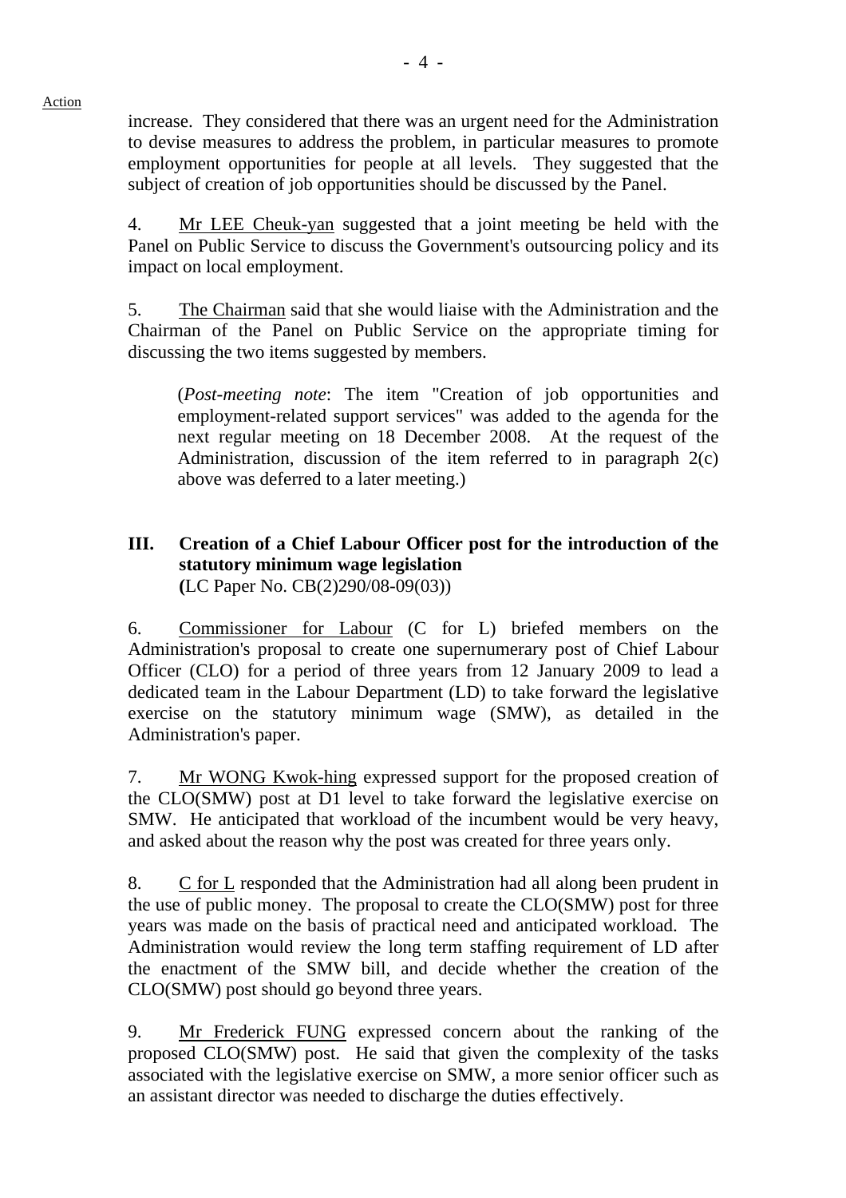Action

increase. They considered that there was an urgent need for the Administration to devise measures to address the problem, in particular measures to promote employment opportunities for people at all levels. They suggested that the subject of creation of job opportunities should be discussed by the Panel.

4. Mr LEE Cheuk-yan suggested that a joint meeting be held with the Panel on Public Service to discuss the Government's outsourcing policy and its impact on local employment.

5. The Chairman said that she would liaise with the Administration and the Chairman of the Panel on Public Service on the appropriate timing for discussing the two items suggested by members.

(*Post-meeting note*: The item "Creation of job opportunities and employment-related support services" was added to the agenda for the next regular meeting on 18 December 2008. At the request of the Administration, discussion of the item referred to in paragraph 2(c) above was deferred to a later meeting.)

## III. Creation of a Chief Labour Officer post for the introduction of the statutory minimum wage legislation

(LC Paper No. CB(2)290/08-09(03))

6. Commissioner for Labour (C for L) briefed members on the Administration's proposal to create one supernumerary post of Chief Labour Officer (CLO) for a period of three years from 12 January 2009 to lead a dedicated team in the Labour Department (LD) to take forward the legislative exercise on the statutory minimum wage (SMW), as detailed in the Administration's paper.

7. Mr WONG Kwok-hing expressed support for the proposed creation of the CLO(SMW) post at D1 level to take forward the legislative exercise on SMW. He anticipated that workload of the incumbent would be very heavy, and asked about the reason why the post was created for three years only.

8. C for L responded that the Administration had all along been prudent in the use of public money. The proposal to create the CLO(SMW) post for three years was made on the basis of practical need and anticipated workload. The Administration would review the long term staffing requirement of LD after the enactment of the SMW bill, and decide whether the creation of the CLO(SMW) post should go beyond three years.

9. Mr Frederick FUNG expressed concern about the ranking of the proposed CLO(SMW) post. He said that given the complexity of the tasks associated with the legislative exercise on SMW, a more senior officer such as an assistant director was needed to discharge the duties effectively.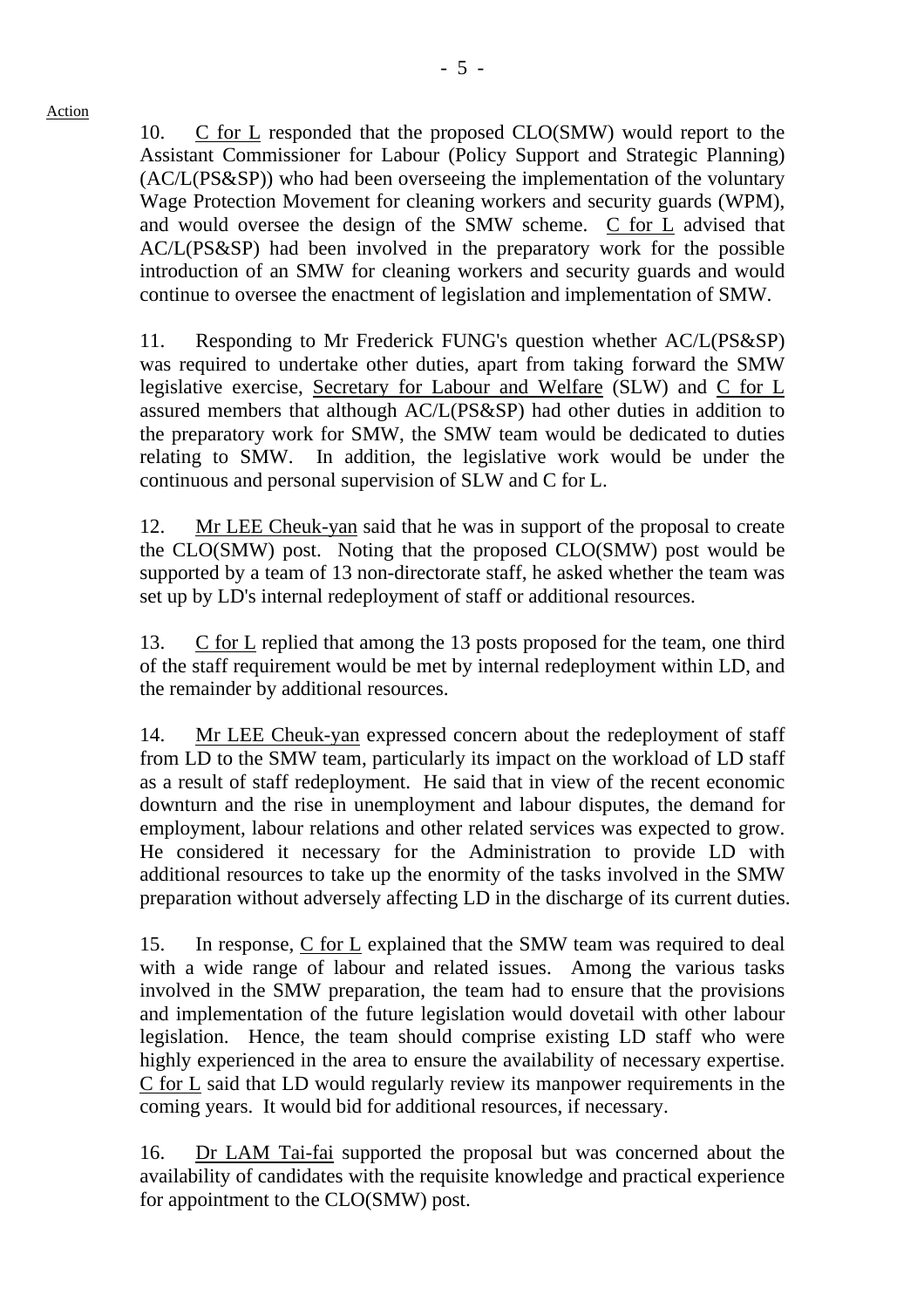Action

10. C for L responded that the proposed CLO(SMW) would report to the Assistant Commissioner for Labour (Policy Support and Strategic Planning) (AC/L(PS&SP)) who had been overseeing the implementation of the voluntary Wage Protection Movement for cleaning workers and security guards (WPM), and would oversee the design of the SMW scheme. C for L advised that AC/L(PS&SP) had been involved in the preparatory work for the possible introduction of an SMW for cleaning workers and security guards and would continue to oversee the enactment of legislation and implementation of SMW.

11. Responding to Mr Frederick FUNG's question whether AC/L(PS&SP) was required to undertake other duties, apart from taking forward the SMW legislative exercise, Secretary for Labour and Welfare (SLW) and C for L assured members that although AC/L(PS&SP) had other duties in addition to the preparatory work for SMW, the SMW team would be dedicated to duties relating to SMW. In addition, the legislative work would be under the continuous and personal supervision of SLW and C for L.

12. Mr LEE Cheuk-yan said that he was in support of the proposal to create the CLO(SMW) post. Noting that the proposed CLO(SMW) post would be supported by a team of 13 non-directorate staff, he asked whether the team was set up by LD's internal redeployment of staff or additional resources.

13. C for L replied that among the 13 posts proposed for the team, one third of the staff requirement would be met by internal redeployment within LD, and the remainder by additional resources.

14. Mr LEE Cheuk-yan expressed concern about the redeployment of staff from LD to the SMW team, particularly its impact on the workload of LD staff as a result of staff redeployment. He said that in view of the recent economic downturn and the rise in unemployment and labour disputes, the demand for employment, labour relations and other related services was expected to grow. He considered it necessary for the Administration to provide LD with additional resources to take up the enormity of the tasks involved in the SMW preparation without adversely affecting LD in the discharge of its current duties.

15. In response, C for L explained that the SMW team was required to deal with a wide range of labour and related issues. Among the various tasks involved in the SMW preparation, the team had to ensure that the provisions and implementation of the future legislation would dovetail with other labour legislation. Hence, the team should comprise existing LD staff who were highly experienced in the area to ensure the availability of necessary expertise. C for L said that LD would regularly review its manpower requirements in the coming years. It would bid for additional resources, if necessary.

16. Dr LAM Tai-fai supported the proposal but was concerned about the availability of candidates with the requisite knowledge and practical experience for appointment to the CLO(SMW) post.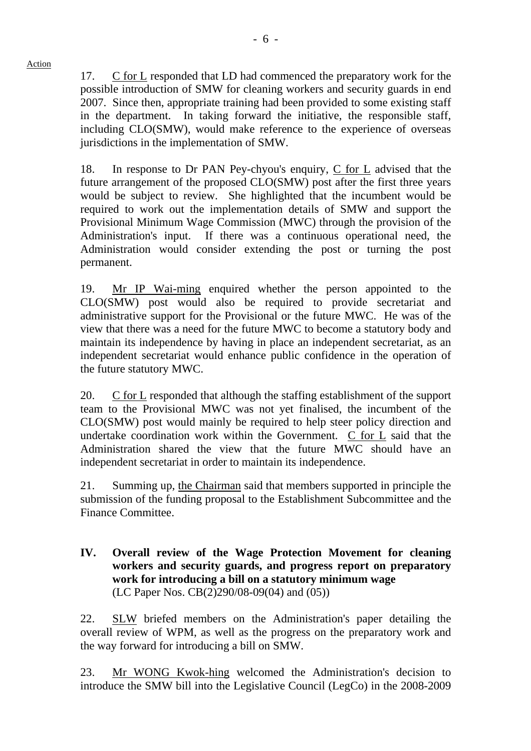Action

17. C for L responded that LD had commenced the preparatory work for the possible introduction of SMW for cleaning workers and security guards in end 2007. Since then, appropriate training had been provided to some existing staff in the department. In taking forward the initiative, the responsible staff, including CLO(SMW), would make reference to the experience of overseas jurisdictions in the implementation of SMW.

18. In response to Dr PAN Pey-chyou's enquiry, C for L advised that the future arrangement of the proposed CLO(SMW) post after the first three years would be subject to review. She highlighted that the incumbent would be required to work out the implementation details of SMW and support the Provisional Minimum Wage Commission (MWC) through the provision of the Administration's input. If there was a continuous operational need, the Administration would consider extending the post or turning the post permanent.

19. Mr IP Wai-ming enquired whether the person appointed to the CLO(SMW) post would also be required to provide secretariat and administrative support for the Provisional or the future MWC. He was of the view that there was a need for the future MWC to become a statutory body and maintain its independence by having in place an independent secretariat, as an independent secretariat would enhance public confidence in the operation of the future statutory MWC.

20. C for L responded that although the staffing establishment of the support team to the Provisional MWC was not yet finalised, the incumbent of the CLO(SMW) post would mainly be required to help steer policy direction and undertake coordination work within the Government. C for L said that the Administration shared the view that the future MWC should have an independent secretariat in order to maintain its independence.

21. Summing up, the Chairman said that members supported in principle the submission of the funding proposal to the Establishment Subcommittee and the Finance Committee.

## IV. Overall review of the Wage Protection Movement for cleaning workers and security guards, and progress report on preparatory work for introducing a bill on a statutory minimum wage

(LC Paper Nos. CB(2)290/08-09(04) and (05))

22. SLW briefed members on the Administration's paper detailing the overall review of WPM, as well as the progress on the preparatory work and the way forward for introducing a bill on SMW.

23. Mr WONG Kwok-hing welcomed the Administration's decision to introduce the SMW bill into the Legislative Council (LegCo) in the 2008-2009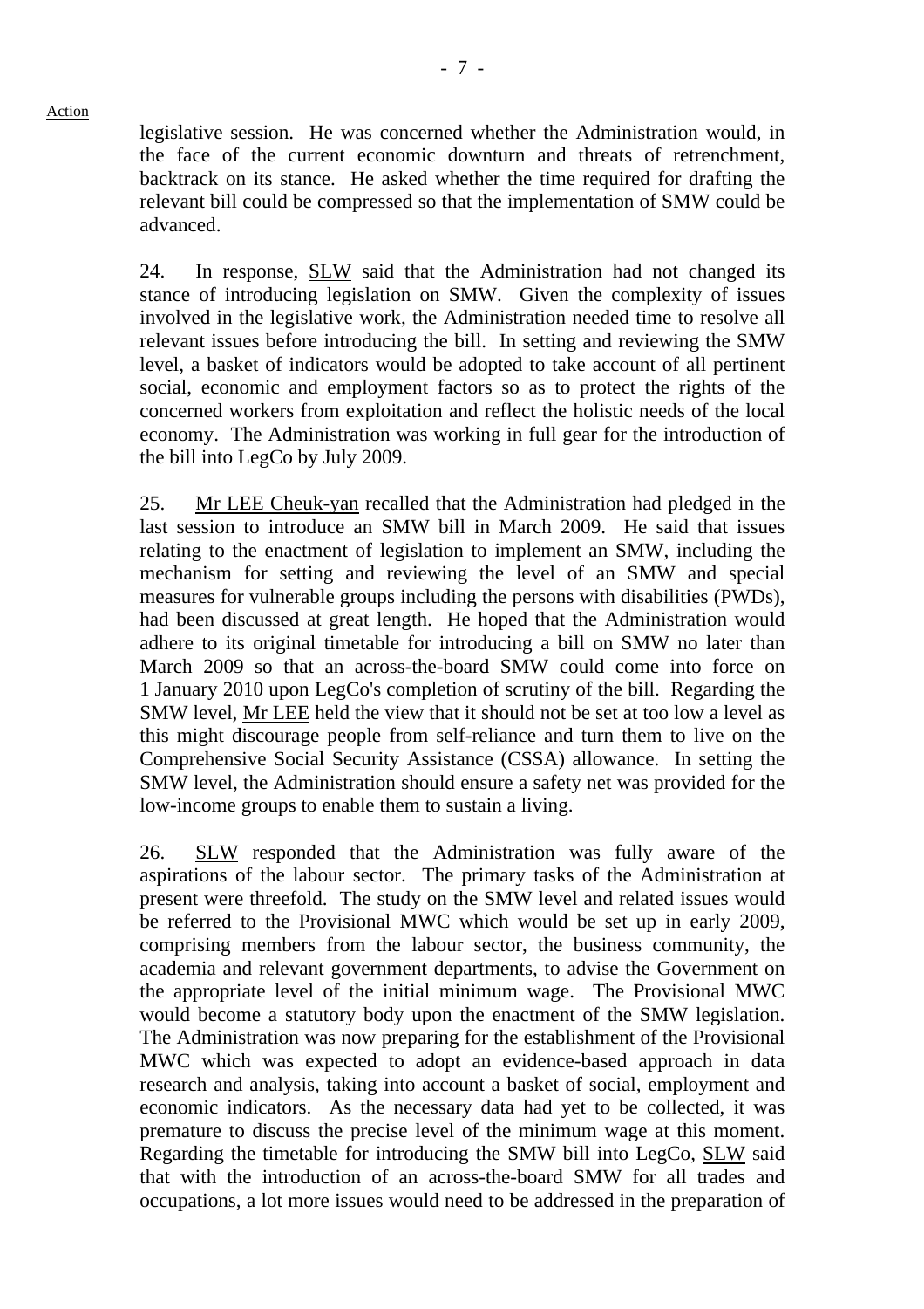legislative session. He was concerned whether the Administration would, in the face of the current economic downturn and threats of retrenchment, backtrack on its stance. He asked whether the time required for drafting the relevant bill could be compressed so that the implementation of SMW could be advanced.

24. In response, SLW said that the Administration had not changed its stance of introducing legislation on SMW. Given the complexity of issues involved in the legislative work, the Administration needed time to resolve all relevant issues before introducing the bill. In setting and reviewing the SMW level, a basket of indicators would be adopted to take account of all pertinent social, economic and employment factors so as to protect the rights of the concerned workers from exploitation and reflect the holistic needs of the local economy. The Administration was working in full gear for the introduction of the bill into LegCo by July 2009.

25. Mr LEE Cheuk-yan recalled that the Administration had pledged in the last session to introduce an SMW bill in March 2009. He said that issues relating to the enactment of legislation to implement an SMW, including the mechanism for setting and reviewing the level of an SMW and special measures for vulnerable groups including the persons with disabilities (PWDs), had been discussed at great length. He hoped that the Administration would adhere to its original timetable for introducing a bill on SMW no later than March 2009 so that an across-the-board SMW could come into force on 1 January 2010 upon LegCo's completion of scrutiny of the bill. Regarding the SMW level, Mr LEE held the view that it should not be set at too low a level as this might discourage people from self-reliance and turn them to live on the Comprehensive Social Security Assistance (CSSA) allowance. In setting the SMW level, the Administration should ensure a safety net was provided for the low-income groups to enable them to sustain a living.

26. SLW responded that the Administration was fully aware of the aspirations of the labour sector. The primary tasks of the Administration at present were threefold. The study on the SMW level and related issues would be referred to the Provisional MWC which would be set up in early 2009, comprising members from the labour sector, the business community, the academia and relevant government departments, to advise the Government on the appropriate level of the initial minimum wage. The Provisional MWC would become a statutory body upon the enactment of the SMW legislation. The Administration was now preparing for the establishment of the Provisional MWC which was expected to adopt an evidence-based approach in data research and analysis, taking into account a basket of social, employment and economic indicators. As the necessary data had yet to be collected, it was premature to discuss the precise level of the minimum wage at this moment. Regarding the timetable for introducing the SMW bill into LegCo, SLW said that with the introduction of an across-the-board SMW for all trades and occupations, a lot more issues would need to be addressed in the preparation of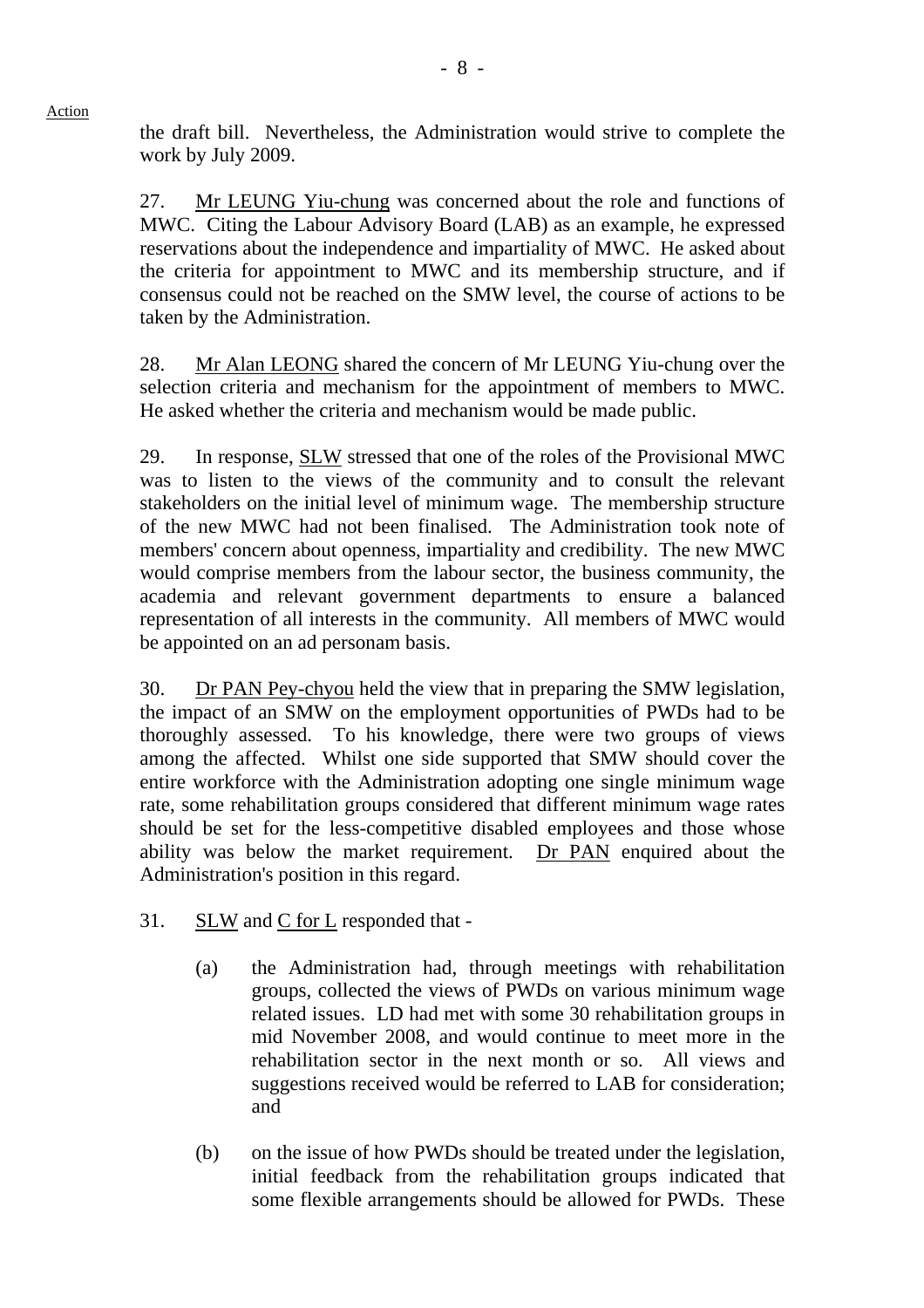the draft bill. Nevertheless, the Administration would strive to complete the work by July 2009.

27. Mr LEUNG Yiu-chung was concerned about the role and functions of MWC. Citing the Labour Advisory Board (LAB) as an example, he expressed reservations about the independence and impartiality of MWC. He asked about the criteria for appointment to MWC and its membership structure, and if consensus could not be reached on the SMW level, the course of actions to be taken by the Administration.

28. Mr Alan LEONG shared the concern of Mr LEUNG Yiu-chung over the selection criteria and mechanism for the appointment of members to MWC. He asked whether the criteria and mechanism would be made public.

29. In response, SLW stressed that one of the roles of the Provisional MWC was to listen to the views of the community and to consult the relevant stakeholders on the initial level of minimum wage. The membership structure of the new MWC had not been finalised. The Administration took note of members' concern about openness, impartiality and credibility. The new MWC would comprise members from the labour sector, the business community, the academia and relevant government departments to ensure a balanced representation of all interests in the community. All members of MWC would be appointed on an ad personam basis.

30. Dr PAN Pey-chyou held the view that in preparing the SMW legislation, the impact of an SMW on the employment opportunities of PWDs had to be thoroughly assessed. To his knowledge, there were two groups of views among the affected. Whilst one side supported that SMW should cover the entire workforce with the Administration adopting one single minimum wage rate, some rehabilitation groups considered that different minimum wage rates should be set for the less-competitive disabled employees and those whose ability was below the market requirement. Dr PAN enquired about the Administration's position in this regard.

31. SLW and C for L responded that -

(a) the Administration had, through meetings with rehabilitation groups, collected the views of PWDs on various minimum wage related issues. LD had met with some 30 rehabilitation groups in mid November 2008, and would continue to meet more in the rehabilitation sector in the next month or so. All views and suggestions received would be referred to LAB for consideration; and

(b) on the issue of how PWDs should be treated under the legislation, initial feedback from the rehabilitation groups indicated that some flexible arrangements should be allowed for PWDs. These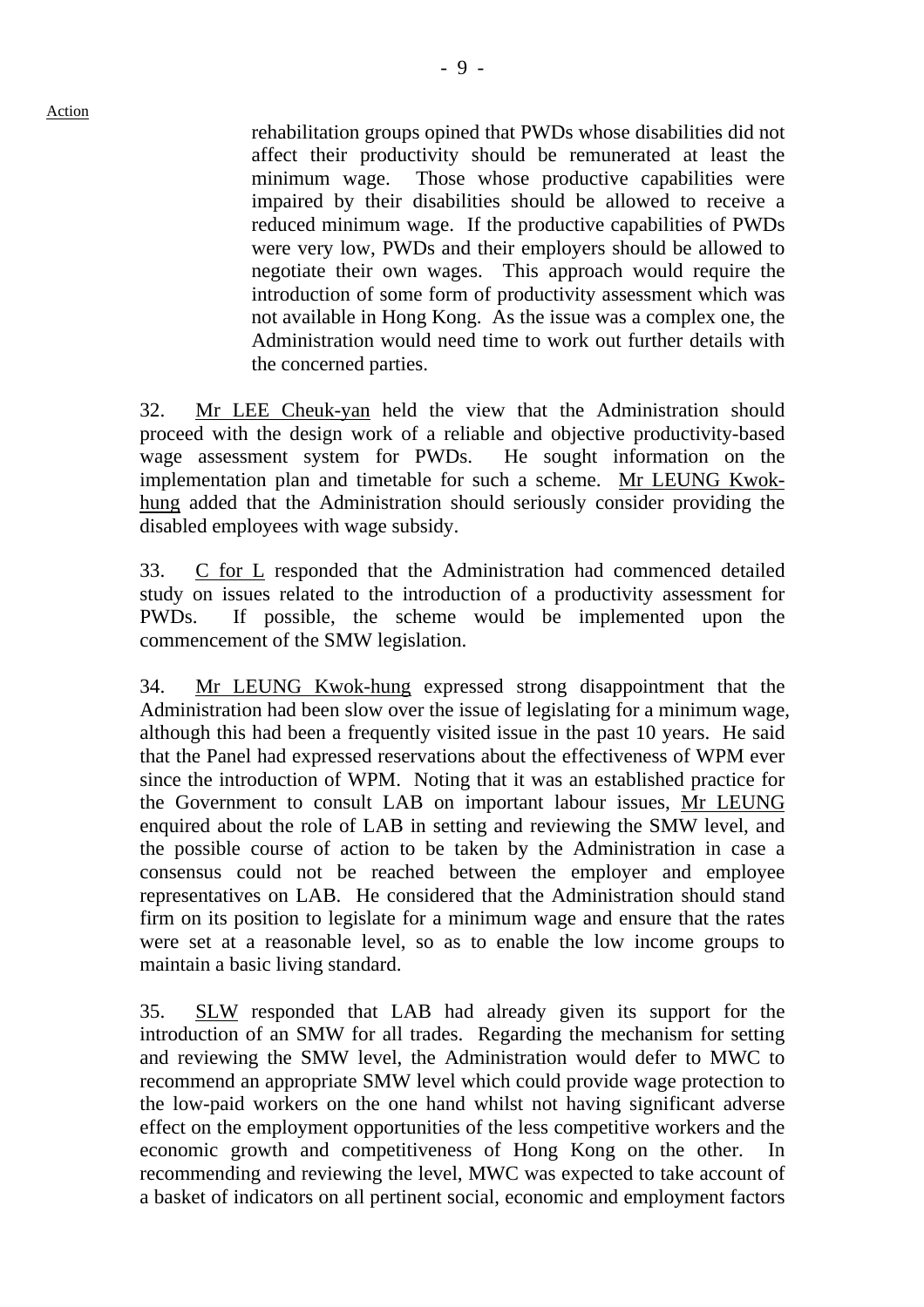rehabilitation groups opined that PWDs whose disabilities did not affect their productivity should be remunerated at least the minimum wage. Those whose productive capabilities were impaired by their disabilities should be allowed to receive a reduced minimum wage. If the productive capabilities of PWDs were very low, PWDs and their employers should be allowed to negotiate their own wages. This approach would require the introduction of some form of productivity assessment which was not available in Hong Kong. As the issue was a complex one, the Administration would need time to work out further details with the concerned parties.

32. Mr LEE Cheuk-yan held the view that the Administration should proceed with the design work of a reliable and objective productivity-based wage assessment system for PWDs. He sought information on the implementation plan and timetable for such a scheme. Mr LEUNG Kwok-hung added that the Administration should seriously consider providing the disabled employees with wage subsidy.

33. C for L responded that the Administration had commenced detailed study on issues related to the introduction of a productivity assessment for PWDs. If possible, the scheme would be implemented upon the commencement of the SMW legislation.

34. Mr LEUNG Kwok-hung expressed strong disappointment that the Administration had been slow over the issue of legislating for a minimum wage, although this had been a frequently visited issue in the past 10 years. He said that the Panel had expressed reservations about the effectiveness of WPM ever since the introduction of WPM. Noting that it was an established practice for the Government to consult LAB on important labour issues, Mr LEUNG enquired about the role of LAB in setting and reviewing the SMW level, and the possible course of action to be taken by the Administration in case a consensus could not be reached between the employer and employee representatives on LAB. He considered that the Administration should stand firm on its position to legislate for a minimum wage and ensure that the rates were set at a reasonable level, so as to enable the low income groups to maintain a basic living standard.

35. SLW responded that LAB had already given its support for the introduction of an SMW for all trades. Regarding the mechanism for setting and reviewing the SMW level, the Administration would defer to MWC to recommend an appropriate SMW level which could provide wage protection to the low-paid workers on the one hand whilst not having significant adverse effect on the employment opportunities of the less competitive workers and the economic growth and competitiveness of Hong Kong on the other. In recommending and reviewing the level, MWC was expected to take account of a basket of indicators on all pertinent social, economic and employment factors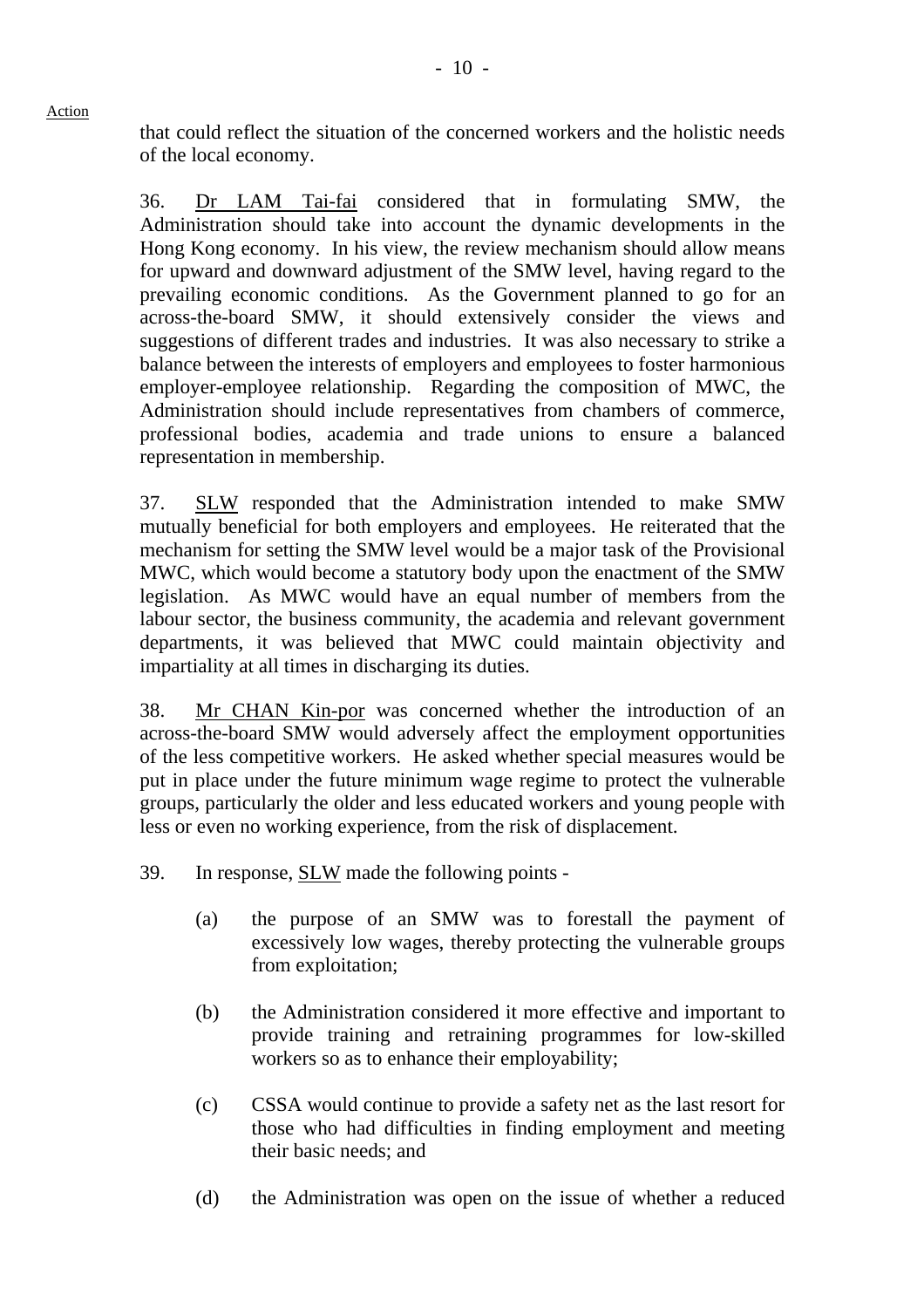that could reflect the situation of the concerned workers and the holistic needs of the local economy.

36. Dr LAM Tai-fai considered that in formulating SMW, the Administration should take into account the dynamic developments in the Hong Kong economy. In his view, the review mechanism should allow means for upward and downward adjustment of the SMW level, having regard to the prevailing economic conditions. As the Government planned to go for an across-the-board SMW, it should extensively consider the views and suggestions of different trades and industries. It was also necessary to strike a balance between the interests of employers and employees to foster harmonious employer-employee relationship. Regarding the composition of MWC, the Administration should include representatives from chambers of commerce, professional bodies, academia and trade unions to ensure a balanced representation in membership.

37. SLW responded that the Administration intended to make SMW mutually beneficial for both employers and employees. He reiterated that the mechanism for setting the SMW level would be a major task of the Provisional MWC, which would become a statutory body upon the enactment of the SMW legislation. As MWC would have an equal number of members from the labour sector, the business community, the academia and relevant government departments, it was believed that MWC could maintain objectivity and impartiality at all times in discharging its duties.

38. Mr CHAN Kin-por was concerned whether the introduction of an across-the-board SMW would adversely affect the employment opportunities of the less competitive workers. He asked whether special measures would be put in place under the future minimum wage regime to protect the vulnerable groups, particularly the older and less educated workers and young people with less or even no working experience, from the risk of displacement.

39. In response, SLW made the following points -

(a) the purpose of an SMW was to forestall the payment of excessively low wages, thereby protecting the vulnerable groups from exploitation;

(b) the Administration considered it more effective and important to provide training and retraining programmes for low-skilled workers so as to enhance their employability;

(c) CSSA would continue to provide a safety net as the last resort for those who had difficulties in finding employment and meeting their basic needs; and

(d) the Administration was open on the issue of whether a reduced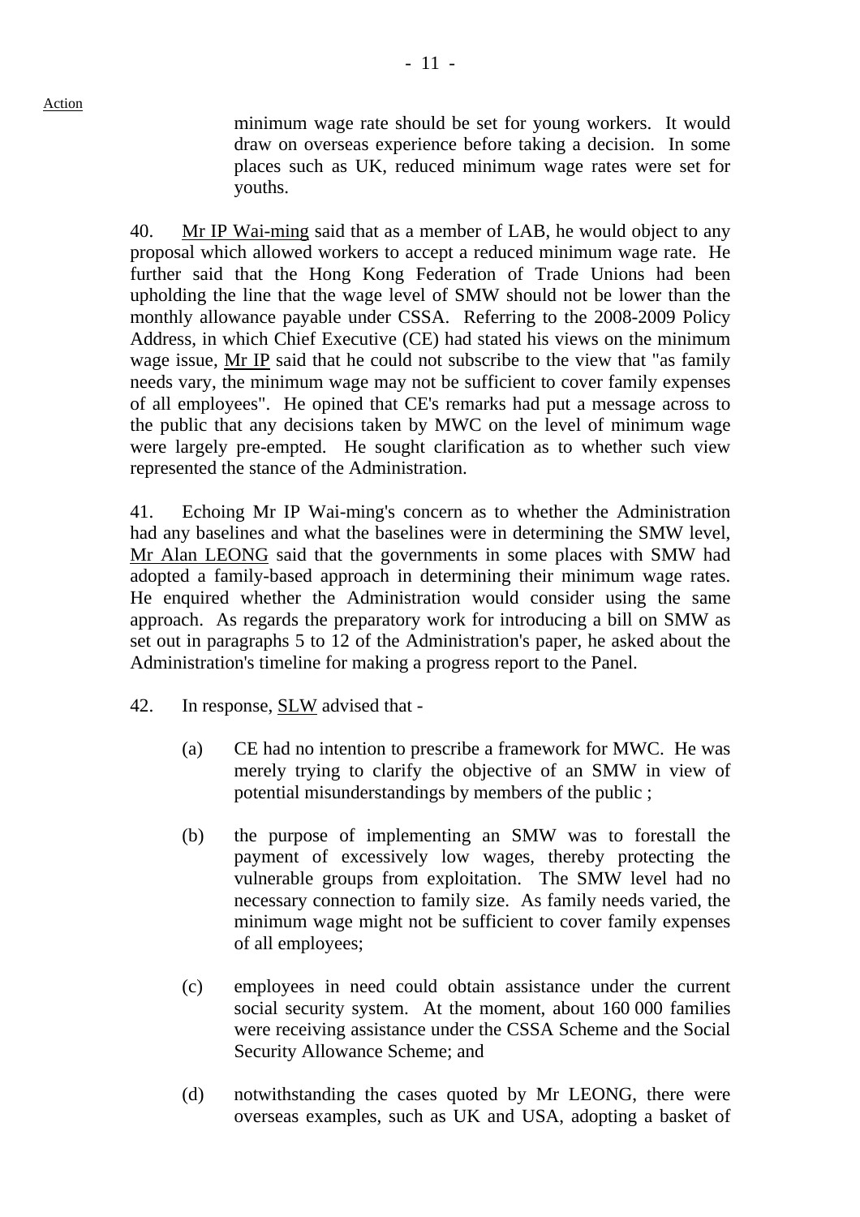minimum wage rate should be set for young workers. It would draw on overseas experience before taking a decision. In some places such as UK, reduced minimum wage rates were set for youths.

40. Mr IP Wai-ming said that as a member of LAB, he would object to any proposal which allowed workers to accept a reduced minimum wage rate. He further said that the Hong Kong Federation of Trade Unions had been upholding the line that the wage level of SMW should not be lower than the monthly allowance payable under CSSA. Referring to the 2008-2009 Policy Address, in which Chief Executive (CE) had stated his views on the minimum wage issue, Mr IP said that he could not subscribe to the view that "as family needs vary, the minimum wage may not be sufficient to cover family expenses of all employees". He opined that CE's remarks had put a message across to the public that any decisions taken by MWC on the level of minimum wage were largely pre-empted. He sought clarification as to whether such view represented the stance of the Administration.

41. Echoing Mr IP Wai-ming's concern as to whether the Administration had any baselines and what the baselines were in determining the SMW level, Mr Alan LEONG said that the governments in some places with SMW had adopted a family-based approach in determining their minimum wage rates. He enquired whether the Administration would consider using the same approach. As regards the preparatory work for introducing a bill on SMW as set out in paragraphs 5 to 12 of the Administration's paper, he asked about the Administration's timeline for making a progress report to the Panel.

42. In response, SLW advised that -

(a) CE had no intention to prescribe a framework for MWC. He was merely trying to clarify the objective of an SMW in view of potential misunderstandings by members of the public ;

(b) the purpose of implementing an SMW was to forestall the payment of excessively low wages, thereby protecting the vulnerable groups from exploitation. The SMW level had no necessary connection to family size. As family needs varied, the minimum wage might not be sufficient to cover family expenses of all employees;

(c) employees in need could obtain assistance under the current social security system. At the moment, about 160 000 families were receiving assistance under the CSSA Scheme and the Social Security Allowance Scheme; and

(d) notwithstanding the cases quoted by Mr LEONG, there were overseas examples, such as UK and USA, adopting a basket of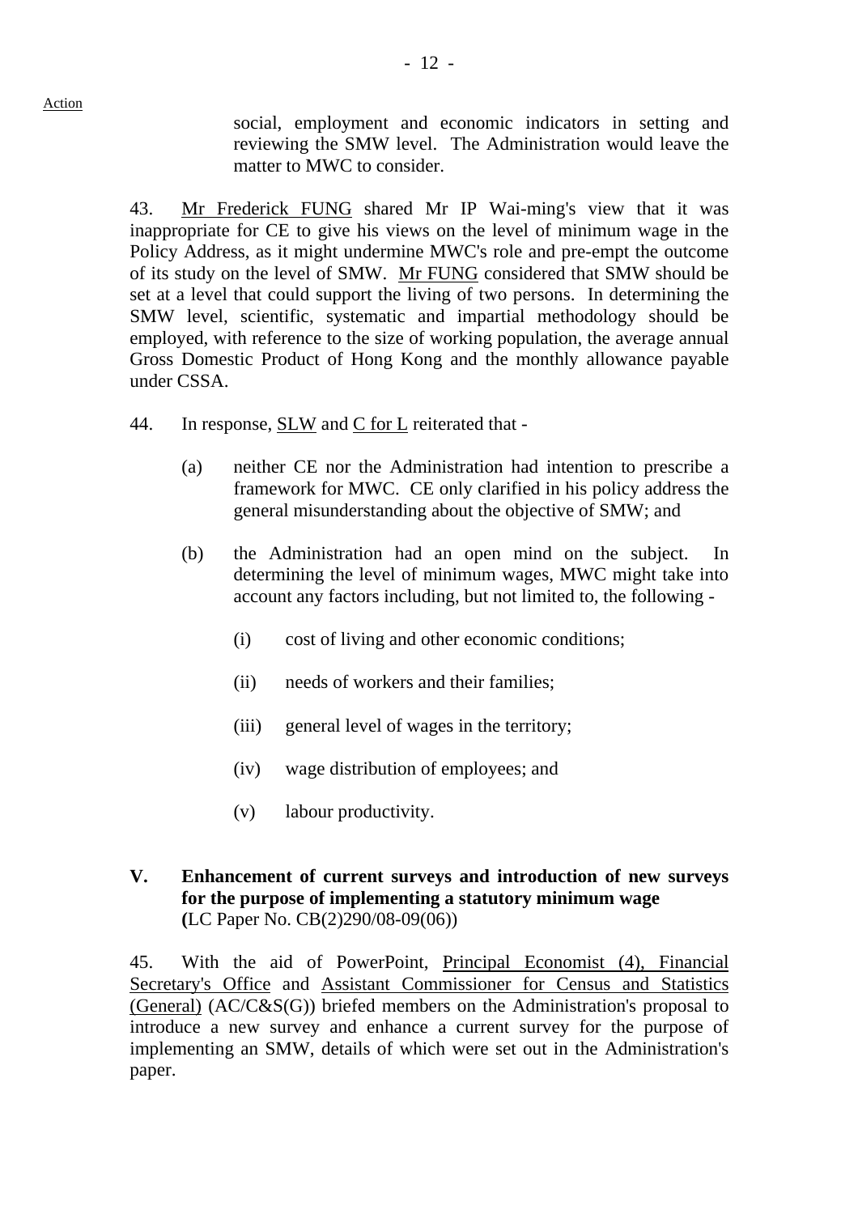social, employment and economic indicators in setting and reviewing the SMW level. The Administration would leave the matter to MWC to consider.

43. Mr Frederick FUNG shared Mr IP Wai-ming's view that it was inappropriate for CE to give his views on the level of minimum wage in the Policy Address, as it might undermine MWC's role and pre-empt the outcome of its study on the level of SMW. Mr FUNG considered that SMW should be set at a level that could support the living of two persons. In determining the SMW level, scientific, systematic and impartial methodology should be employed, with reference to the size of working population, the average annual Gross Domestic Product of Hong Kong and the monthly allowance payable under CSSA.

44. In response, SLW and C for L reiterated that -

(a) neither CE nor the Administration had intention to prescribe a framework for MWC. CE only clarified in his policy address the general misunderstanding about the objective of SMW; and

(b) the Administration had an open mind on the subject. In determining the level of minimum wages, MWC might take into account any factors including, but not limited to, the following -

  (i) cost of living and other economic conditions;

  (ii) needs of workers and their families;

  (iii) general level of wages in the territory;

  (iv) wage distribution of employees; and

  (v) labour productivity.

## V. Enhancement of current surveys and introduction of new surveys for the purpose of implementing a statutory minimum wage

(LC Paper No. CB(2)290/08-09(06))

45. With the aid of PowerPoint, Principal Economist (4), Financial Secretary's Office and Assistant Commissioner for Census and Statistics (General) (AC/C&S(G)) briefed members on the Administration's proposal to introduce a new survey and enhance a current survey for the purpose of implementing an SMW, details of which were set out in the Administration's paper.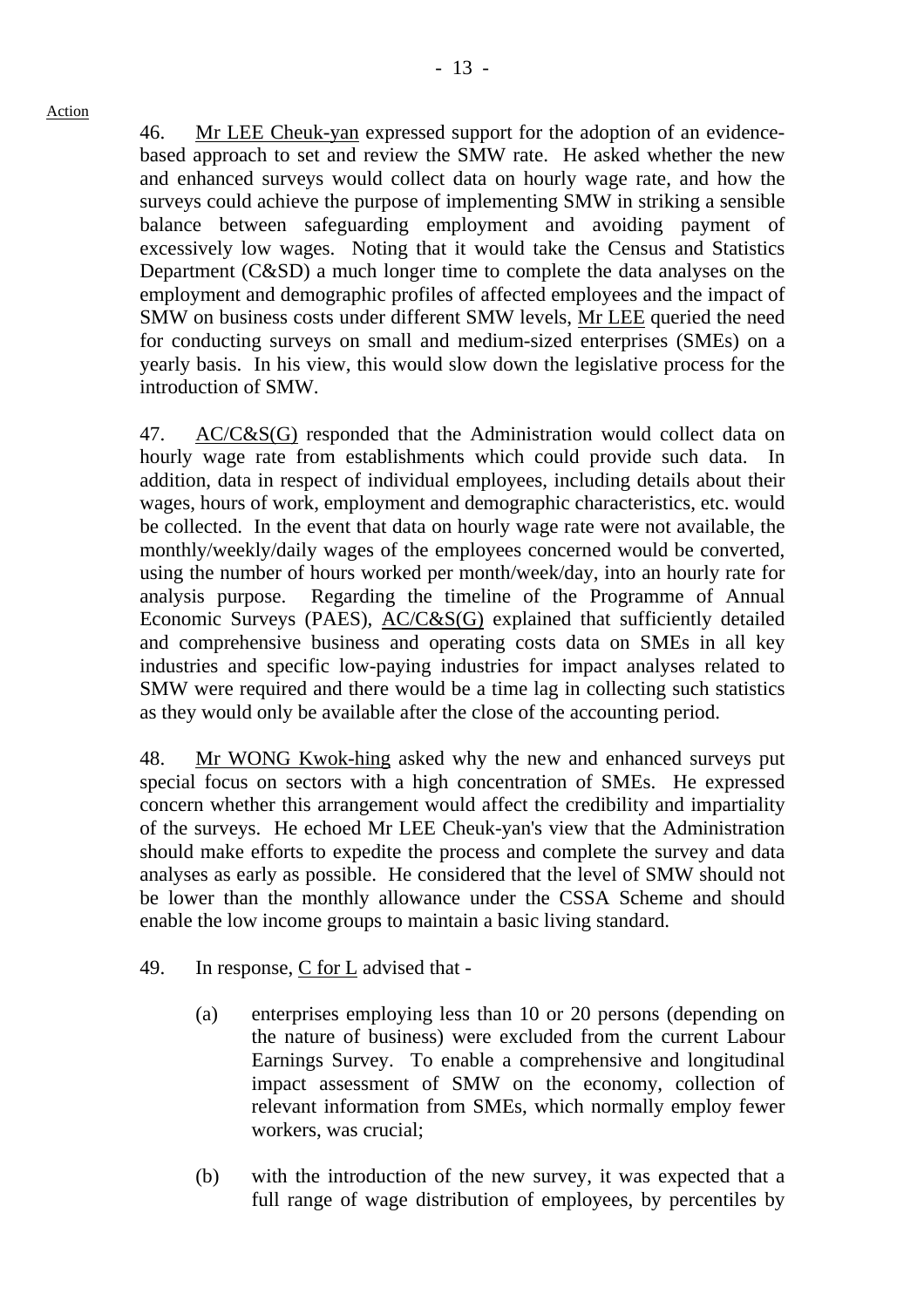Action

46. Mr LEE Cheuk-yan expressed support for the adoption of an evidence-based approach to set and review the SMW rate. He asked whether the new and enhanced surveys would collect data on hourly wage rate, and how the surveys could achieve the purpose of implementing SMW in striking a sensible balance between safeguarding employment and avoiding payment of excessively low wages. Noting that it would take the Census and Statistics Department (C&SD) a much longer time to complete the data analyses on the employment and demographic profiles of affected employees and the impact of SMW on business costs under different SMW levels, Mr LEE queried the need for conducting surveys on small and medium-sized enterprises (SMEs) on a yearly basis. In his view, this would slow down the legislative process for the introduction of SMW.

47. AC/C&S(G) responded that the Administration would collect data on hourly wage rate from establishments which could provide such data. In addition, data in respect of individual employees, including details about their wages, hours of work, employment and demographic characteristics, etc. would be collected. In the event that data on hourly wage rate were not available, the monthly/weekly/daily wages of the employees concerned would be converted, using the number of hours worked per month/week/day, into an hourly rate for analysis purpose. Regarding the timeline of the Programme of Annual Economic Surveys (PAES), AC/C&S(G) explained that sufficiently detailed and comprehensive business and operating costs data on SMEs in all key industries and specific low-paying industries for impact analyses related to SMW were required and there would be a time lag in collecting such statistics as they would only be available after the close of the accounting period.

48. Mr WONG Kwok-hing asked why the new and enhanced surveys put special focus on sectors with a high concentration of SMEs. He expressed concern whether this arrangement would affect the credibility and impartiality of the surveys. He echoed Mr LEE Cheuk-yan's view that the Administration should make efforts to expedite the process and complete the survey and data analyses as early as possible. He considered that the level of SMW should not be lower than the monthly allowance under the CSSA Scheme and should enable the low income groups to maintain a basic living standard.

49. In response, C for L advised that -

(a) enterprises employing less than 10 or 20 persons (depending on the nature of business) were excluded from the current Labour Earnings Survey. To enable a comprehensive and longitudinal impact assessment of SMW on the economy, collection of relevant information from SMEs, which normally employ fewer workers, was crucial;

(b) with the introduction of the new survey, it was expected that a full range of wage distribution of employees, by percentiles by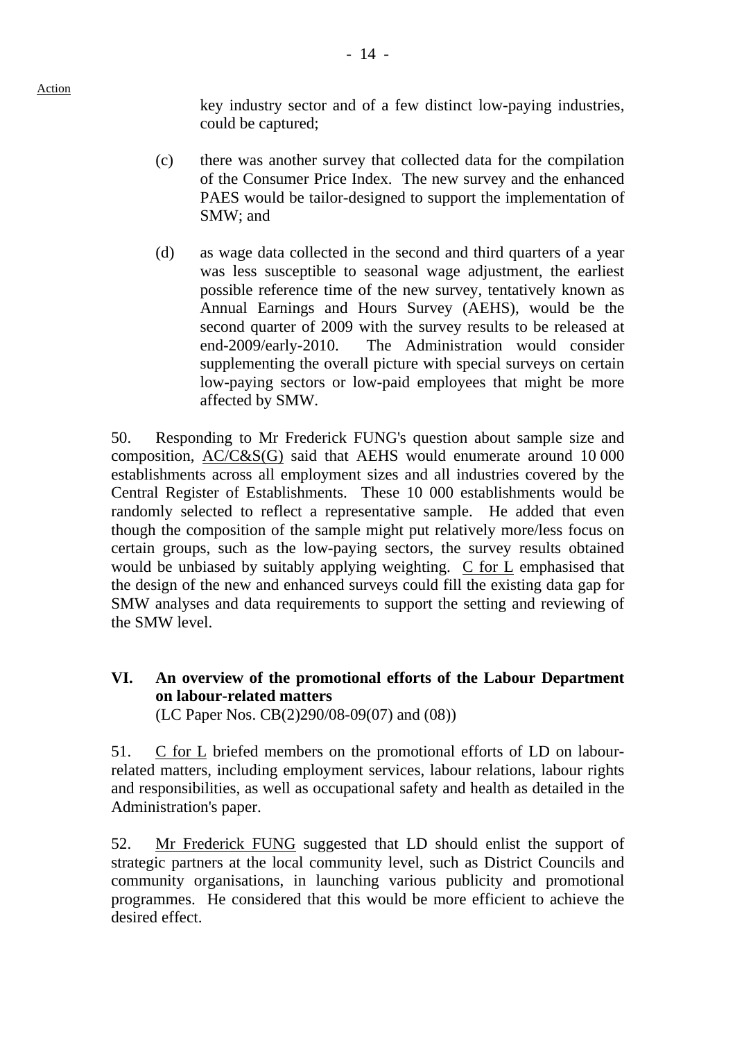key industry sector and of a few distinct low-paying industries, could be captured;

(c) there was another survey that collected data for the compilation of the Consumer Price Index. The new survey and the enhanced PAES would be tailor-designed to support the implementation of SMW; and

(d) as wage data collected in the second and third quarters of a year was less susceptible to seasonal wage adjustment, the earliest possible reference time of the new survey, tentatively known as Annual Earnings and Hours Survey (AEHS), would be the second quarter of 2009 with the survey results to be released at end-2009/early-2010. The Administration would consider supplementing the overall picture with special surveys on certain low-paying sectors or low-paid employees that might be more affected by SMW.

50. Responding to Mr Frederick FUNG's question about sample size and composition, AC/C&S(G) said that AEHS would enumerate around 10 000 establishments across all employment sizes and all industries covered by the Central Register of Establishments. These 10 000 establishments would be randomly selected to reflect a representative sample. He added that even though the composition of the sample might put relatively more/less focus on certain groups, such as the low-paying sectors, the survey results obtained would be unbiased by suitably applying weighting. C for L emphasised that the design of the new and enhanced surveys could fill the existing data gap for SMW analyses and data requirements to support the setting and reviewing of the SMW level.

## VI. An overview of the promotional efforts of the Labour Department on labour-related matters

(LC Paper Nos. CB(2)290/08-09(07) and (08))

51. C for L briefed members on the promotional efforts of LD on labour-related matters, including employment services, labour relations, labour rights and responsibilities, as well as occupational safety and health as detailed in the Administration's paper.

52. Mr Frederick FUNG suggested that LD should enlist the support of strategic partners at the local community level, such as District Councils and community organisations, in launching various publicity and promotional programmes. He considered that this would be more efficient to achieve the desired effect.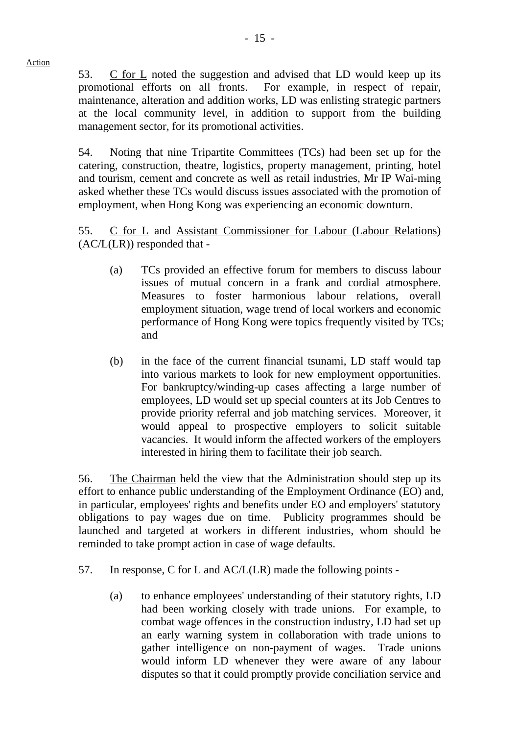Action

53. C for L noted the suggestion and advised that LD would keep up its promotional efforts on all fronts. For example, in respect of repair, maintenance, alteration and addition works, LD was enlisting strategic partners at the local community level, in addition to support from the building management sector, for its promotional activities.

54. Noting that nine Tripartite Committees (TCs) had been set up for the catering, construction, theatre, logistics, property management, printing, hotel and tourism, cement and concrete as well as retail industries, Mr IP Wai-ming asked whether these TCs would discuss issues associated with the promotion of employment, when Hong Kong was experiencing an economic downturn.

55. C for L and Assistant Commissioner for Labour (Labour Relations) (AC/L(LR)) responded that -

(a) TCs provided an effective forum for members to discuss labour issues of mutual concern in a frank and cordial atmosphere. Measures to foster harmonious labour relations, overall employment situation, wage trend of local workers and economic performance of Hong Kong were topics frequently visited by TCs; and

(b) in the face of the current financial tsunami, LD staff would tap into various markets to look for new employment opportunities. For bankruptcy/winding-up cases affecting a large number of employees, LD would set up special counters at its Job Centres to provide priority referral and job matching services. Moreover, it would appeal to prospective employers to solicit suitable vacancies. It would inform the affected workers of the employers interested in hiring them to facilitate their job search.

56. The Chairman held the view that the Administration should step up its effort to enhance public understanding of the Employment Ordinance (EO) and, in particular, employees' rights and benefits under EO and employers' statutory obligations to pay wages due on time. Publicity programmes should be launched and targeted at workers in different industries, whom should be reminded to take prompt action in case of wage defaults.

57. In response, C for L and AC/L(LR) made the following points -

(a) to enhance employees' understanding of their statutory rights, LD had been working closely with trade unions. For example, to combat wage offences in the construction industry, LD had set up an early warning system in collaboration with trade unions to gather intelligence on non-payment of wages. Trade unions would inform LD whenever they were aware of any labour disputes so that it could promptly provide conciliation service and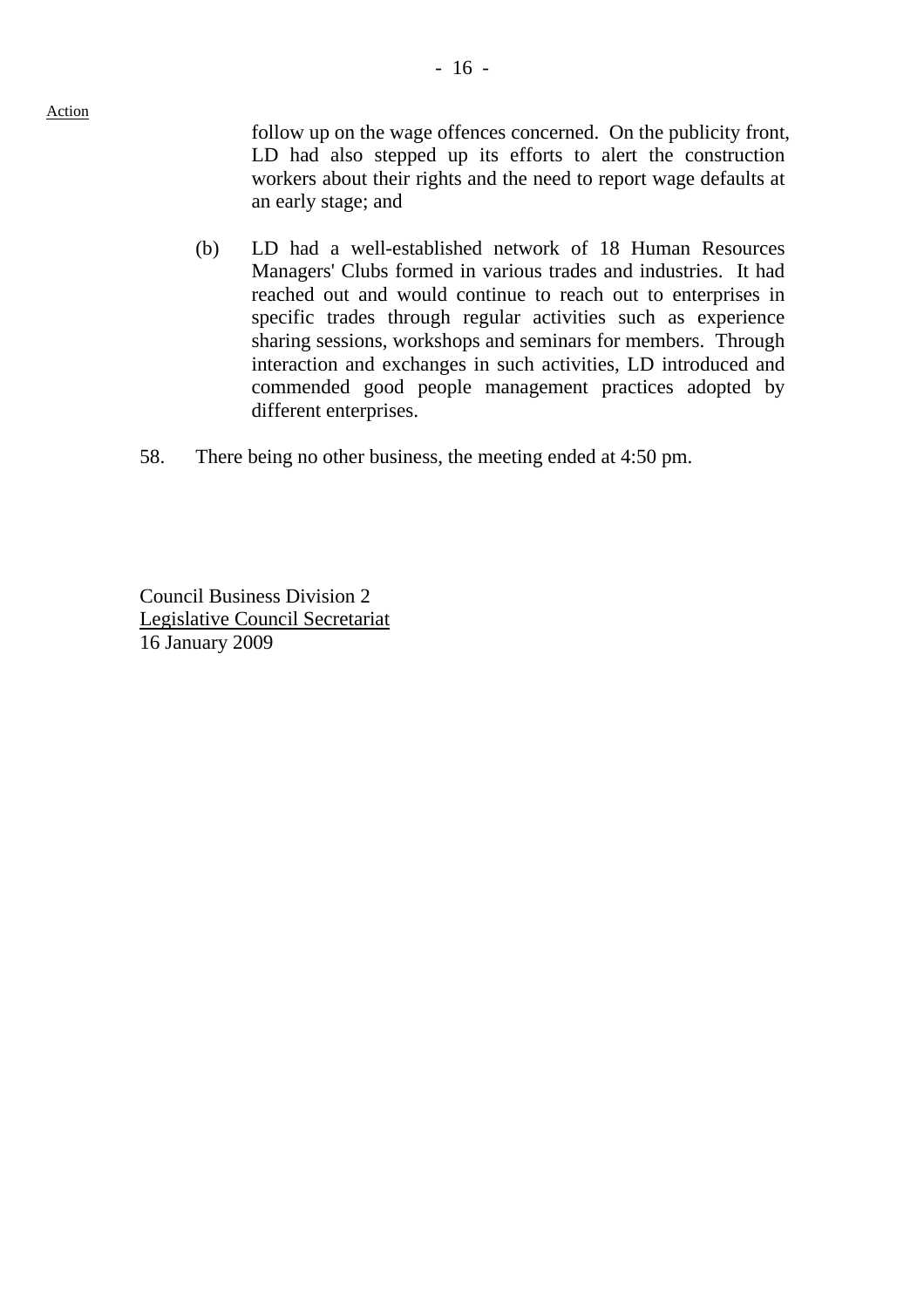Action

follow up on the wage offences concerned. On the publicity front, LD had also stepped up its efforts to alert the construction workers about their rights and the need to report wage defaults at an early stage; and

(b) LD had a well-established network of 18 Human Resources Managers' Clubs formed in various trades and industries. It had reached out and would continue to reach out to enterprises in specific trades through regular activities such as experience sharing sessions, workshops and seminars for members. Through interaction and exchanges in such activities, LD introduced and commended good people management practices adopted by different enterprises.

58. There being no other business, the meeting ended at 4:50 pm.

Council Business Division 2
Legislative Council Secretariat
16 January 2009